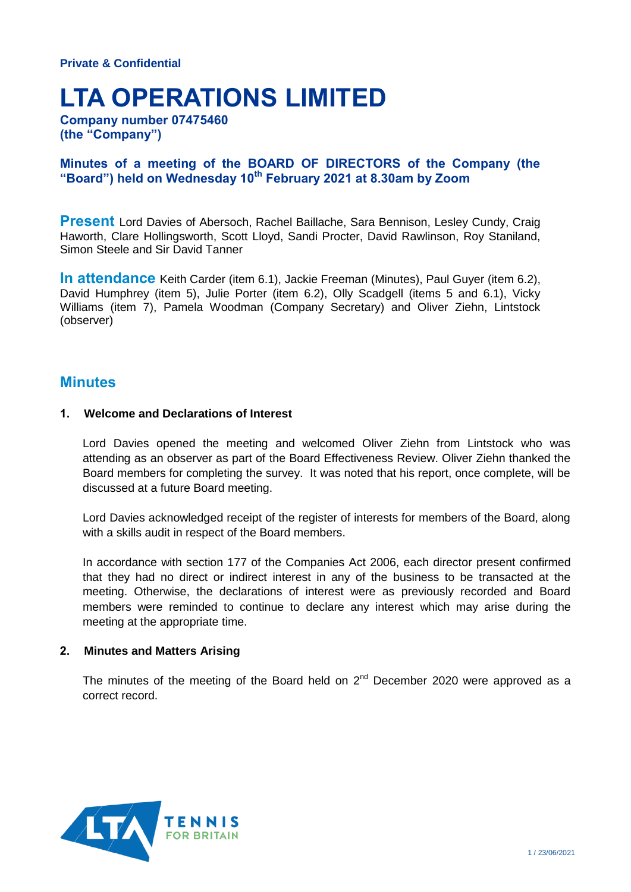**Private & Confidential**

# LTA OPERATIONS LIMITED

**Company number 07475460**
**(the "Company")**

**Minutes of a meeting of the BOARD OF DIRECTORS of the Company (the "Board") held on Wednesday 10th February 2021 at 8.30am by Zoom**

**Present** Lord Davies of Abersoch, Rachel Baillache, Sara Bennison, Lesley Cundy, Craig Haworth, Clare Hollingsworth, Scott Lloyd, Sandi Procter, David Rawlinson, Roy Staniland, Simon Steele and Sir David Tanner

**In attendance** Keith Carder (item 6.1), Jackie Freeman (Minutes), Paul Guyer (item 6.2), David Humphrey (item 5), Julie Porter (item 6.2), Olly Scadgell (items 5 and 6.1), Vicky Williams (item 7), Pamela Woodman (Company Secretary) and Oliver Ziehn, Lintstock (observer)

## Minutes

### 1. Welcome and Declarations of Interest

Lord Davies opened the meeting and welcomed Oliver Ziehn from Lintstock who was attending as an observer as part of the Board Effectiveness Review. Oliver Ziehn thanked the Board members for completing the survey. It was noted that his report, once complete, will be discussed at a future Board meeting.

Lord Davies acknowledged receipt of the register of interests for members of the Board, along with a skills audit in respect of the Board members.

In accordance with section 177 of the Companies Act 2006, each director present confirmed that they had no direct or indirect interest in any of the business to be transacted at the meeting. Otherwise, the declarations of interest were as previously recorded and Board members were reminded to continue to declare any interest which may arise during the meeting at the appropriate time.

### 2. Minutes and Matters Arising

The minutes of the meeting of the Board held on 2nd December 2020 were approved as a correct record.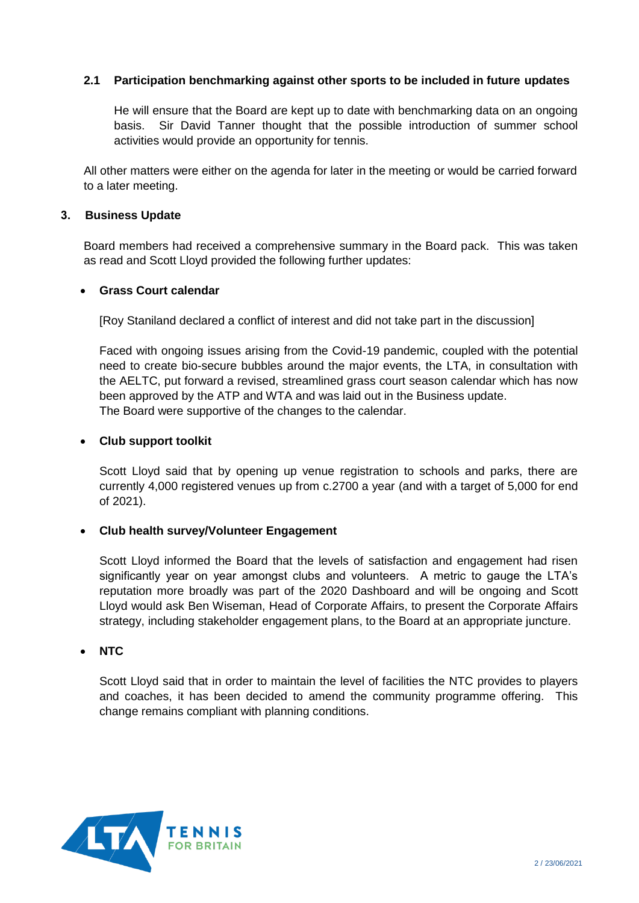### 2.1 Participation benchmarking against other sports to be included in future updates

He will ensure that the Board are kept up to date with benchmarking data on an ongoing basis. Sir David Tanner thought that the possible introduction of summer school activities would provide an opportunity for tennis.

All other matters were either on the agenda for later in the meeting or would be carried forward to a later meeting.

## 3. Business Update

Board members had received a comprehensive summary in the Board pack. This was taken as read and Scott Lloyd provided the following further updates:

- **Grass Court calendar**

  [Roy Staniland declared a conflict of interest and did not take part in the discussion]

  Faced with ongoing issues arising from the Covid-19 pandemic, coupled with the potential need to create bio-secure bubbles around the major events, the LTA, in consultation with the AELTC, put forward a revised, streamlined grass court season calendar which has now been approved by the ATP and WTA and was laid out in the Business update.
  The Board were supportive of the changes to the calendar.

- **Club support toolkit**

  Scott Lloyd said that by opening up venue registration to schools and parks, there are currently 4,000 registered venues up from c.2700 a year (and with a target of 5,000 for end of 2021).

- **Club health survey/Volunteer Engagement**

  Scott Lloyd informed the Board that the levels of satisfaction and engagement had risen significantly year on year amongst clubs and volunteers. A metric to gauge the LTA's reputation more broadly was part of the 2020 Dashboard and will be ongoing and Scott Lloyd would ask Ben Wiseman, Head of Corporate Affairs, to present the Corporate Affairs strategy, including stakeholder engagement plans, to the Board at an appropriate juncture.

- **NTC**

  Scott Lloyd said that in order to maintain the level of facilities the NTC provides to players and coaches, it has been decided to amend the community programme offering. This change remains compliant with planning conditions.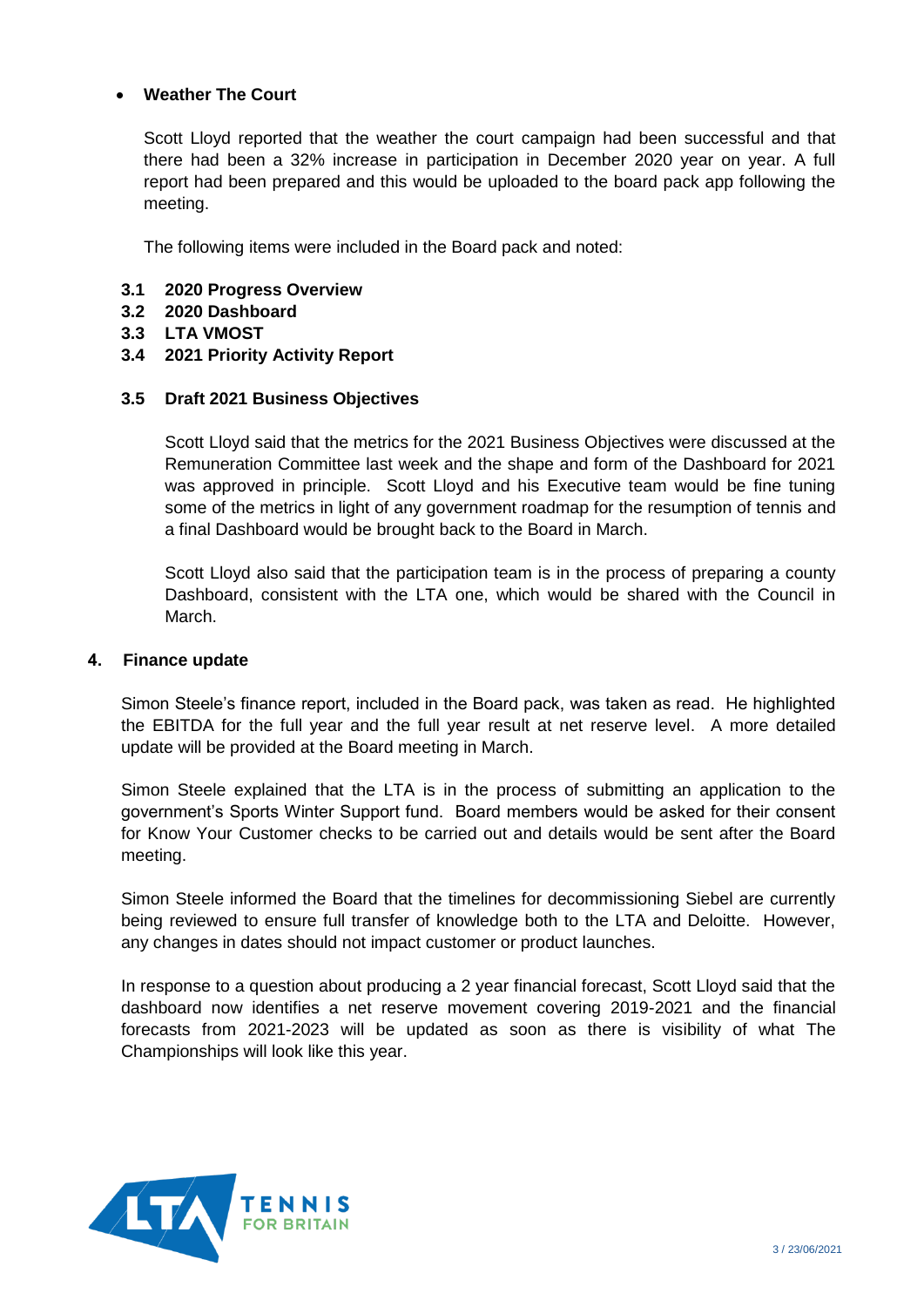- **Weather The Court**

  Scott Lloyd reported that the weather the court campaign had been successful and that there had been a 32% increase in participation in December 2020 year on year. A full report had been prepared and this would be uploaded to the board pack app following the meeting.

  The following items were included in the Board pack and noted:

**3.1 2020 Progress Overview**
**3.2 2020 Dashboard**
**3.3 LTA VMOST**
**3.4 2021 Priority Activity Report**

**3.5 Draft 2021 Business Objectives**

Scott Lloyd said that the metrics for the 2021 Business Objectives were discussed at the Remuneration Committee last week and the shape and form of the Dashboard for 2021 was approved in principle. Scott Lloyd and his Executive team would be fine tuning some of the metrics in light of any government roadmap for the resumption of tennis and a final Dashboard would be brought back to the Board in March.

Scott Lloyd also said that the participation team is in the process of preparing a county Dashboard, consistent with the LTA one, which would be shared with the Council in March.

## 4. Finance update

Simon Steele's finance report, included in the Board pack, was taken as read. He highlighted the EBITDA for the full year and the full year result at net reserve level. A more detailed update will be provided at the Board meeting in March.

Simon Steele explained that the LTA is in the process of submitting an application to the government's Sports Winter Support fund. Board members would be asked for their consent for Know Your Customer checks to be carried out and details would be sent after the Board meeting.

Simon Steele informed the Board that the timelines for decommissioning Siebel are currently being reviewed to ensure full transfer of knowledge both to the LTA and Deloitte. However, any changes in dates should not impact customer or product launches.

In response to a question about producing a 2 year financial forecast, Scott Lloyd said that the dashboard now identifies a net reserve movement covering 2019-2021 and the financial forecasts from 2021-2023 will be updated as soon as there is visibility of what The Championships will look like this year.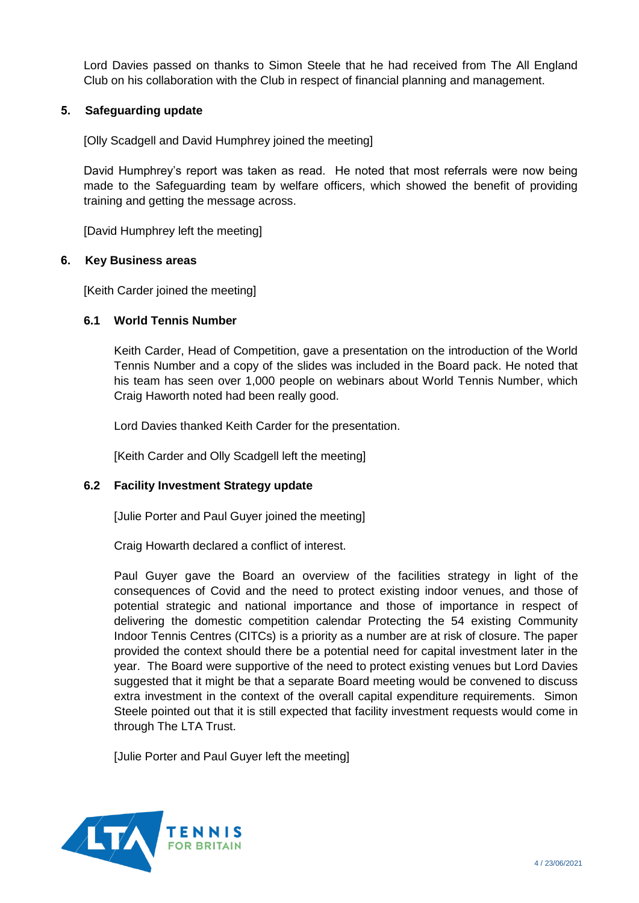Lord Davies passed on thanks to Simon Steele that he had received from The All England Club on his collaboration with the Club in respect of financial planning and management.

## 5. Safeguarding update

[Olly Scadgell and David Humphrey joined the meeting]

David Humphrey's report was taken as read. He noted that most referrals were now being made to the Safeguarding team by welfare officers, which showed the benefit of providing training and getting the message across.

[David Humphrey left the meeting]

## 6. Key Business areas

[Keith Carder joined the meeting]

### 6.1 World Tennis Number

Keith Carder, Head of Competition, gave a presentation on the introduction of the World Tennis Number and a copy of the slides was included in the Board pack. He noted that his team has seen over 1,000 people on webinars about World Tennis Number, which Craig Haworth noted had been really good.

Lord Davies thanked Keith Carder for the presentation.

[Keith Carder and Olly Scadgell left the meeting]

### 6.2 Facility Investment Strategy update

[Julie Porter and Paul Guyer joined the meeting]

Craig Howarth declared a conflict of interest.

Paul Guyer gave the Board an overview of the facilities strategy in light of the consequences of Covid and the need to protect existing indoor venues, and those of potential strategic and national importance and those of importance in respect of delivering the domestic competition calendar Protecting the 54 existing Community Indoor Tennis Centres (CITCs) is a priority as a number are at risk of closure. The paper provided the context should there be a potential need for capital investment later in the year. The Board were supportive of the need to protect existing venues but Lord Davies suggested that it might be that a separate Board meeting would be convened to discuss extra investment in the context of the overall capital expenditure requirements. Simon Steele pointed out that it is still expected that facility investment requests would come in through The LTA Trust.

[Julie Porter and Paul Guyer left the meeting]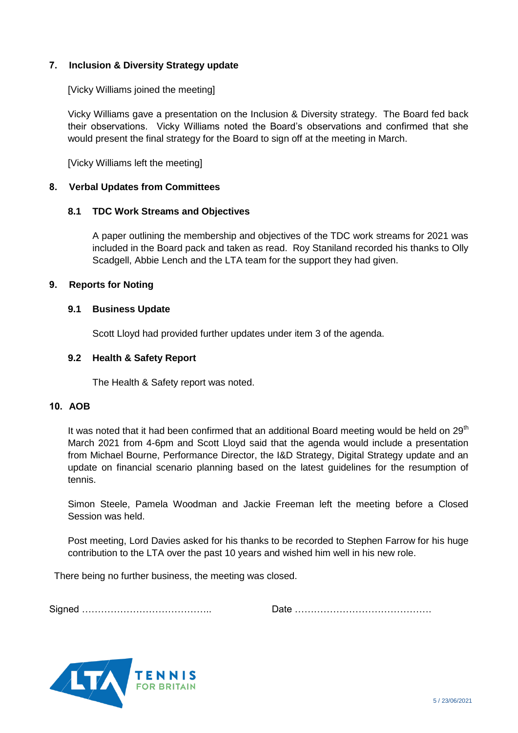## 7. Inclusion & Diversity Strategy update

[Vicky Williams joined the meeting]

Vicky Williams gave a presentation on the Inclusion & Diversity strategy. The Board fed back their observations. Vicky Williams noted the Board's observations and confirmed that she would present the final strategy for the Board to sign off at the meeting in March.

[Vicky Williams left the meeting]

## 8. Verbal Updates from Committees

### 8.1 TDC Work Streams and Objectives

A paper outlining the membership and objectives of the TDC work streams for 2021 was included in the Board pack and taken as read. Roy Staniland recorded his thanks to Olly Scadgell, Abbie Lench and the LTA team for the support they had given.

## 9. Reports for Noting

### 9.1 Business Update

Scott Lloyd had provided further updates under item 3 of the agenda.

### 9.2 Health & Safety Report

The Health & Safety report was noted.

## 10. AOB

It was noted that it had been confirmed that an additional Board meeting would be held on 29th March 2021 from 4-6pm and Scott Lloyd said that the agenda would include a presentation from Michael Bourne, Performance Director, the I&D Strategy, Digital Strategy update and an update on financial scenario planning based on the latest guidelines for the resumption of tennis.

Simon Steele, Pamela Woodman and Jackie Freeman left the meeting before a Closed Session was held.

Post meeting, Lord Davies asked for his thanks to be recorded to Stephen Farrow for his huge contribution to the LTA over the past 10 years and wished him well in his new role.

There being no further business, the meeting was closed.

Signed ………………………………….. Date ……………………………………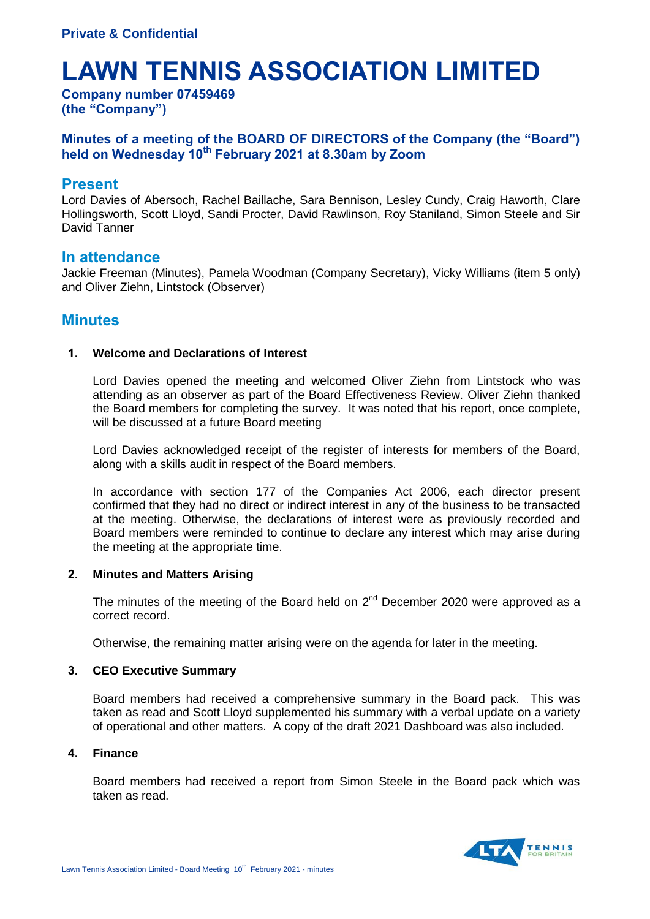**Private & Confidential**

# LAWN TENNIS ASSOCIATION LIMITED

**Company number 07459469**
**(the "Company")**

### Minutes of a meeting of the BOARD OF DIRECTORS of the Company (the "Board") held on Wednesday 10th February 2021 at 8.30am by Zoom

## Present

Lord Davies of Abersoch, Rachel Baillache, Sara Bennison, Lesley Cundy, Craig Haworth, Clare Hollingsworth, Scott Lloyd, Sandi Procter, David Rawlinson, Roy Staniland, Simon Steele and Sir David Tanner

## In attendance

Jackie Freeman (Minutes), Pamela Woodman (Company Secretary), Vicky Williams (item 5 only) and Oliver Ziehn, Lintstock (Observer)

## Minutes

**1. Welcome and Declarations of Interest**

Lord Davies opened the meeting and welcomed Oliver Ziehn from Lintstock who was attending as an observer as part of the Board Effectiveness Review. Oliver Ziehn thanked the Board members for completing the survey. It was noted that his report, once complete, will be discussed at a future Board meeting

Lord Davies acknowledged receipt of the register of interests for members of the Board, along with a skills audit in respect of the Board members.

In accordance with section 177 of the Companies Act 2006, each director present confirmed that they had no direct or indirect interest in any of the business to be transacted at the meeting. Otherwise, the declarations of interest were as previously recorded and Board members were reminded to continue to declare any interest which may arise during the meeting at the appropriate time.

**2. Minutes and Matters Arising**

The minutes of the meeting of the Board held on 2nd December 2020 were approved as a correct record.

Otherwise, the remaining matter arising were on the agenda for later in the meeting.

**3. CEO Executive Summary**

Board members had received a comprehensive summary in the Board pack. This was taken as read and Scott Lloyd supplemented his summary with a verbal update on a variety of operational and other matters. A copy of the draft 2021 Dashboard was also included.

**4. Finance**

Board members had received a report from Simon Steele in the Board pack which was taken as read.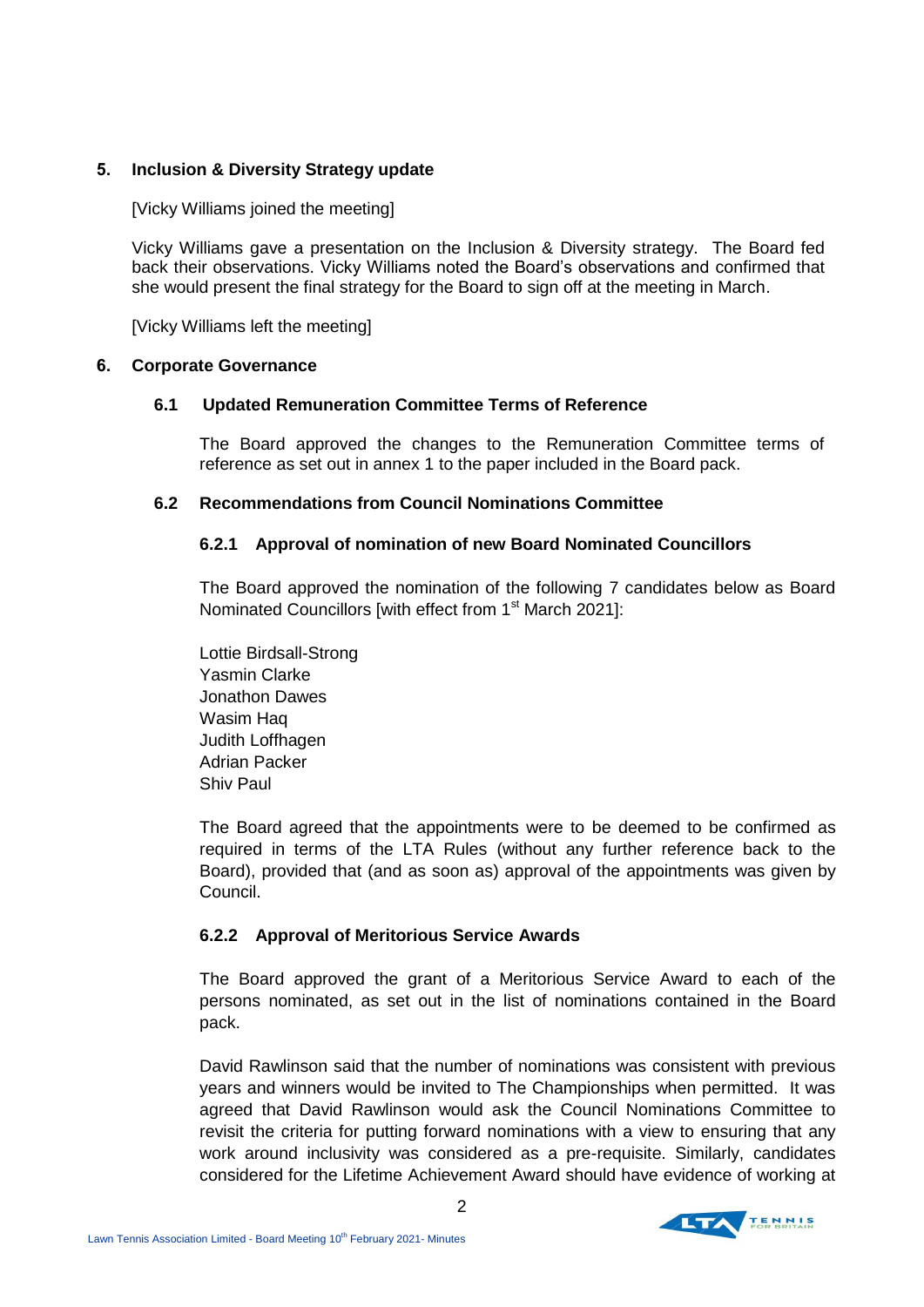## 5. Inclusion & Diversity Strategy update

[Vicky Williams joined the meeting]

Vicky Williams gave a presentation on the Inclusion & Diversity strategy. The Board fed back their observations. Vicky Williams noted the Board's observations and confirmed that she would present the final strategy for the Board to sign off at the meeting in March.

[Vicky Williams left the meeting]

## 6. Corporate Governance

### 6.1 Updated Remuneration Committee Terms of Reference

The Board approved the changes to the Remuneration Committee terms of reference as set out in annex 1 to the paper included in the Board pack.

### 6.2 Recommendations from Council Nominations Committee

#### 6.2.1 Approval of nomination of new Board Nominated Councillors

The Board approved the nomination of the following 7 candidates below as Board Nominated Councillors [with effect from 1st March 2021]:

Lottie Birdsall-Strong
Yasmin Clarke
Jonathon Dawes
Wasim Haq
Judith Loffhagen
Adrian Packer
Shiv Paul

The Board agreed that the appointments were to be deemed to be confirmed as required in terms of the LTA Rules (without any further reference back to the Board), provided that (and as soon as) approval of the appointments was given by Council.

#### 6.2.2 Approval of Meritorious Service Awards

The Board approved the grant of a Meritorious Service Award to each of the persons nominated, as set out in the list of nominations contained in the Board pack.

David Rawlinson said that the number of nominations was consistent with previous years and winners would be invited to The Championships when permitted. It was agreed that David Rawlinson would ask the Council Nominations Committee to revisit the criteria for putting forward nominations with a view to ensuring that any work around inclusivity was considered as a pre-requisite. Similarly, candidates considered for the Lifetime Achievement Award should have evidence of working at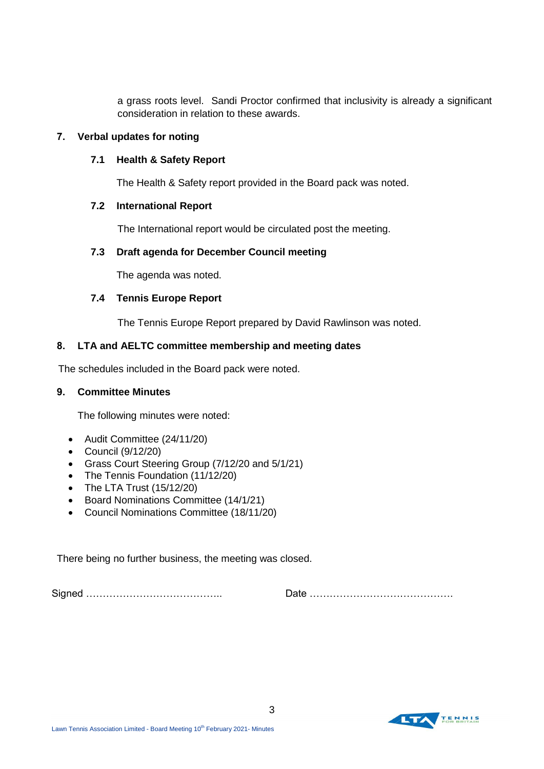a grass roots level. Sandi Proctor confirmed that inclusivity is already a significant consideration in relation to these awards.

## 7. Verbal updates for noting

### 7.1 Health & Safety Report

The Health & Safety report provided in the Board pack was noted.

### 7.2 International Report

The International report would be circulated post the meeting.

### 7.3 Draft agenda for December Council meeting

The agenda was noted.

### 7.4 Tennis Europe Report

The Tennis Europe Report prepared by David Rawlinson was noted.

## 8. LTA and AELTC committee membership and meeting dates

The schedules included in the Board pack were noted.

## 9. Committee Minutes

The following minutes were noted:

- Audit Committee (24/11/20)
- Council (9/12/20)
- Grass Court Steering Group (7/12/20 and 5/1/21)
- The Tennis Foundation (11/12/20)
- The LTA Trust (15/12/20)
- Board Nominations Committee (14/1/21)
- Council Nominations Committee (18/11/20)

There being no further business, the meeting was closed.

Signed ………………………………….. Date …………………………………….